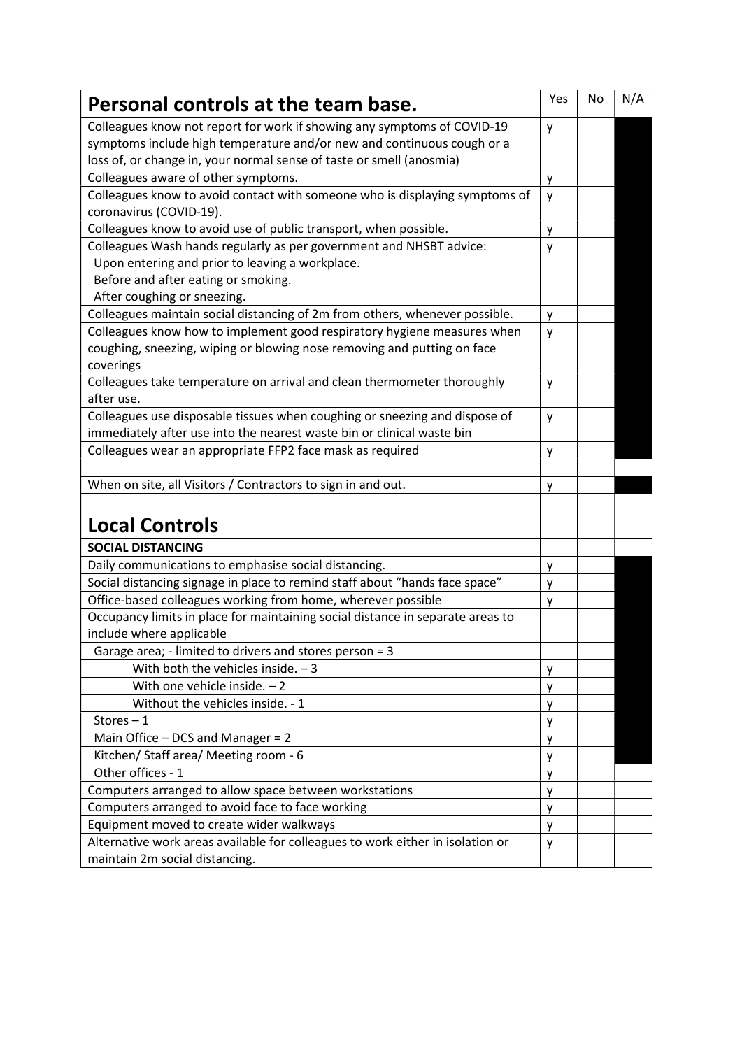| Personal controls at the team base. | Yes | No | N/A |
| --- | --- | --- | --- |
| Colleagues know not report for work if showing any symptoms of COVID-19 symptoms include high temperature and/or new and continuous cough or a loss of, or change in, your normal sense of taste or smell (anosmia) | y | | |
| Colleagues aware of other symptoms. | y | | |
| Colleagues know to avoid contact with someone who is displaying symptoms of coronavirus (COVID-19). | y | | |
| Colleagues know to avoid use of public transport, when possible. | y | | |
| Colleagues Wash hands regularly as per government and NHSBT advice: Upon entering and prior to leaving a workplace. Before and after eating or smoking. After coughing or sneezing. | y | | |
| Colleagues maintain social distancing of 2m from others, whenever possible. | y | | |
| Colleagues know how to implement good respiratory hygiene measures when coughing, sneezing, wiping or blowing nose removing and putting on face coverings | y | | |
| Colleagues take temperature on arrival and clean thermometer thoroughly after use. | y | | |
| Colleagues use disposable tissues when coughing or sneezing and dispose of immediately after use into the nearest waste bin or clinical waste bin | y | | |
| Colleagues wear an appropriate FFP2 face mask as required | y | | |
| | | | |
| When on site, all Visitors / Contractors to sign in and out. | y | | |
| | | | |
| **Local Controls** | | | |
| **SOCIAL DISTANCING** | | | |
| Daily communications to emphasise social distancing. | y | | |
| Social distancing signage in place to remind staff about "hands face space" | y | | |
| Office-based colleagues working from home, wherever possible | y | | |
| Occupancy limits in place for maintaining social distance in separate areas to include where applicable | | | |
| Garage area; - limited to drivers and stores person = 3 | | | |
| With both the vehicles inside. – 3 | y | | |
| With one vehicle inside. – 2 | y | | |
| Without the vehicles inside. - 1 | y | | |
| Stores – 1 | y | | |
| Main Office – DCS and Manager = 2 | y | | |
| Kitchen/ Staff area/ Meeting room - 6 | y | | |
| Other offices - 1 | y | | |
| Computers arranged to allow space between workstations | y | | |
| Computers arranged to avoid face to face working | y | | |
| Equipment moved to create wider walkways | y | | |
| Alternative work areas available for colleagues to work either in isolation or maintain 2m social distancing. | y | | |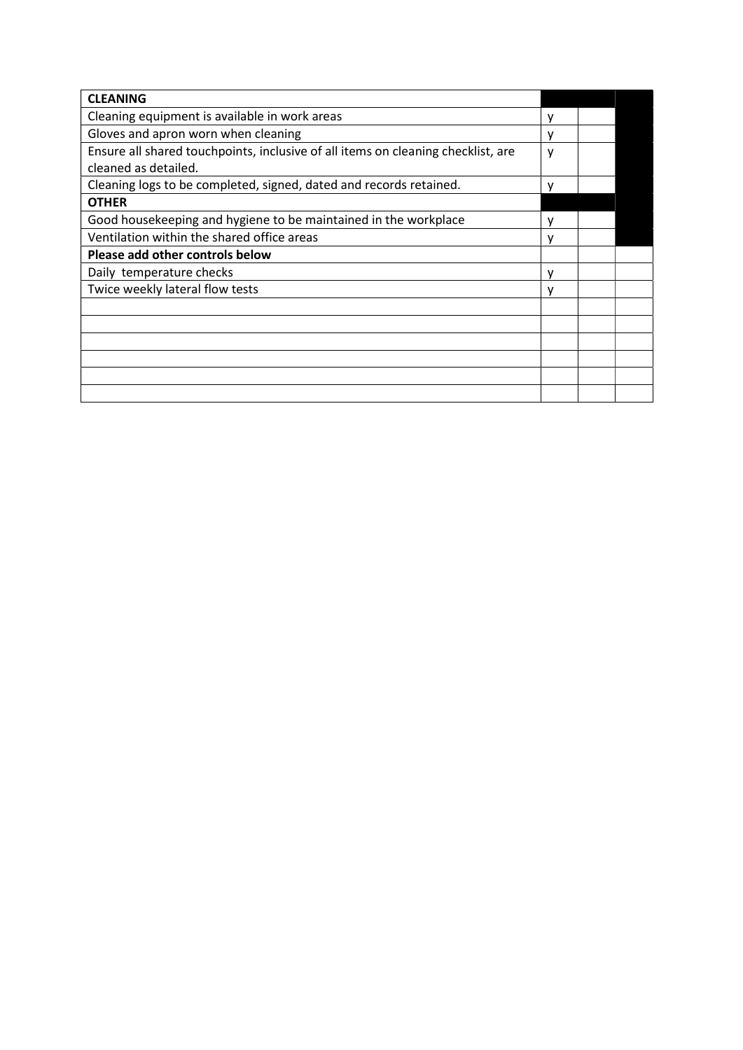| | | | |
|---|---|---|---|
| **CLEANING** | | | |
| Cleaning equipment is available in work areas | y | | |
| Gloves and apron worn when cleaning | y | | |
| Ensure all shared touchpoints, inclusive of all items on cleaning checklist, are cleaned as detailed. | y | | |
| Cleaning logs to be completed, signed, dated and records retained. | y | | |
| **OTHER** | | | |
| Good housekeeping and hygiene to be maintained in the workplace | y | | |
| Ventilation within the shared office areas | y | | |
| **Please add other controls below** | | | |
| Daily temperature checks | y | | |
| Twice weekly lateral flow tests | y | | |
| | | | |
| | | | |
| | | | |
| | | | |
| | | | |
| | | | |